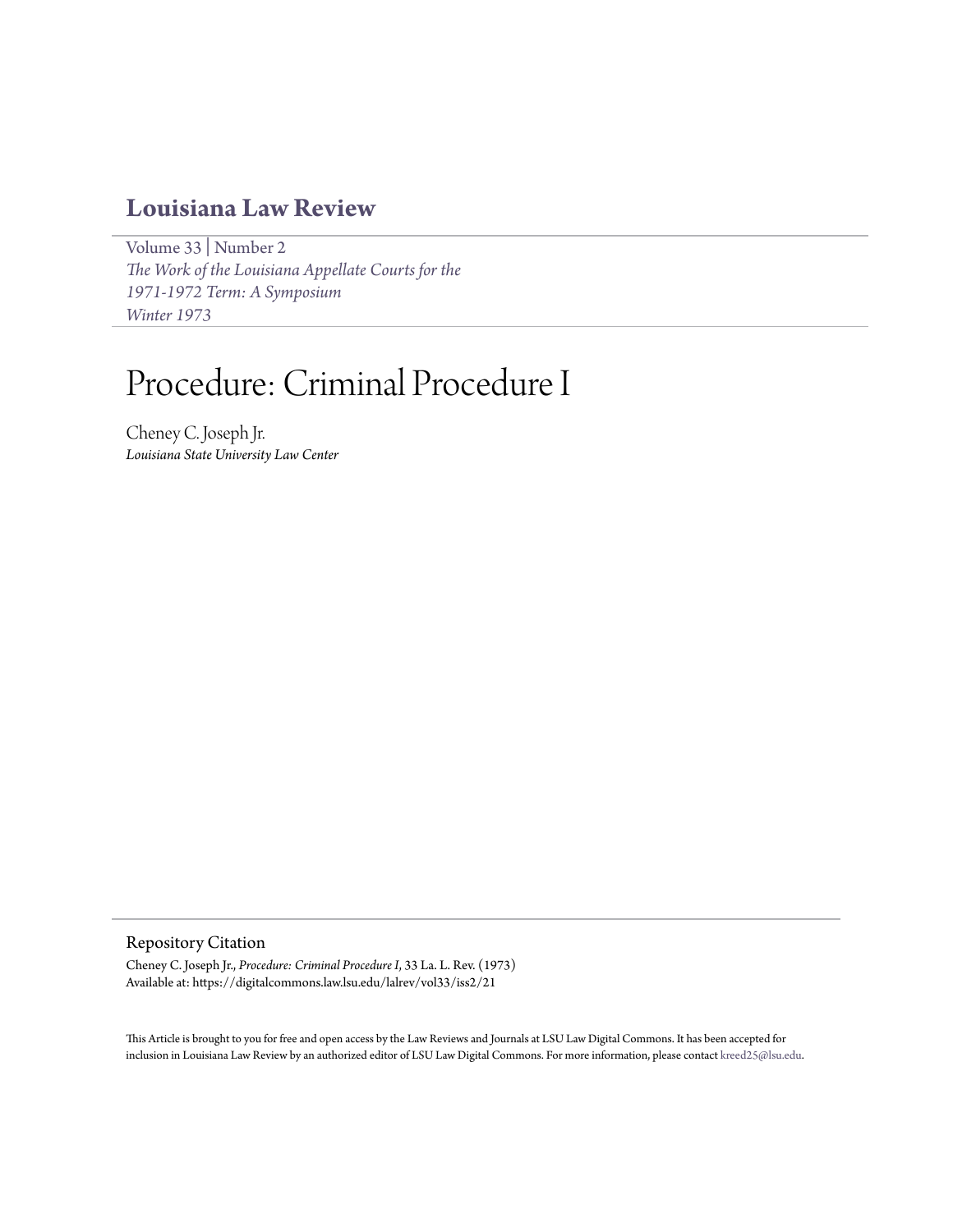# Louisiana Law Review

Volume 33 | Number 2
*The Work of the Louisiana Appellate Courts for the 1971-1972 Term: A Symposium*
*Winter 1973*

# Procedure: Criminal Procedure I

Cheney C. Joseph Jr.
*Louisiana State University Law Center*

## Repository Citation

Cheney C. Joseph Jr., *Procedure: Criminal Procedure I,* 33 La. L. Rev. (1973)
Available at: https://digitalcommons.law.lsu.edu/lalrev/vol33/iss2/21

This Article is brought to you for free and open access by the Law Reviews and Journals at LSU Law Digital Commons. It has been accepted for inclusion in Louisiana Law Review by an authorized editor of LSU Law Digital Commons. For more information, please contact kreed25@lsu.edu.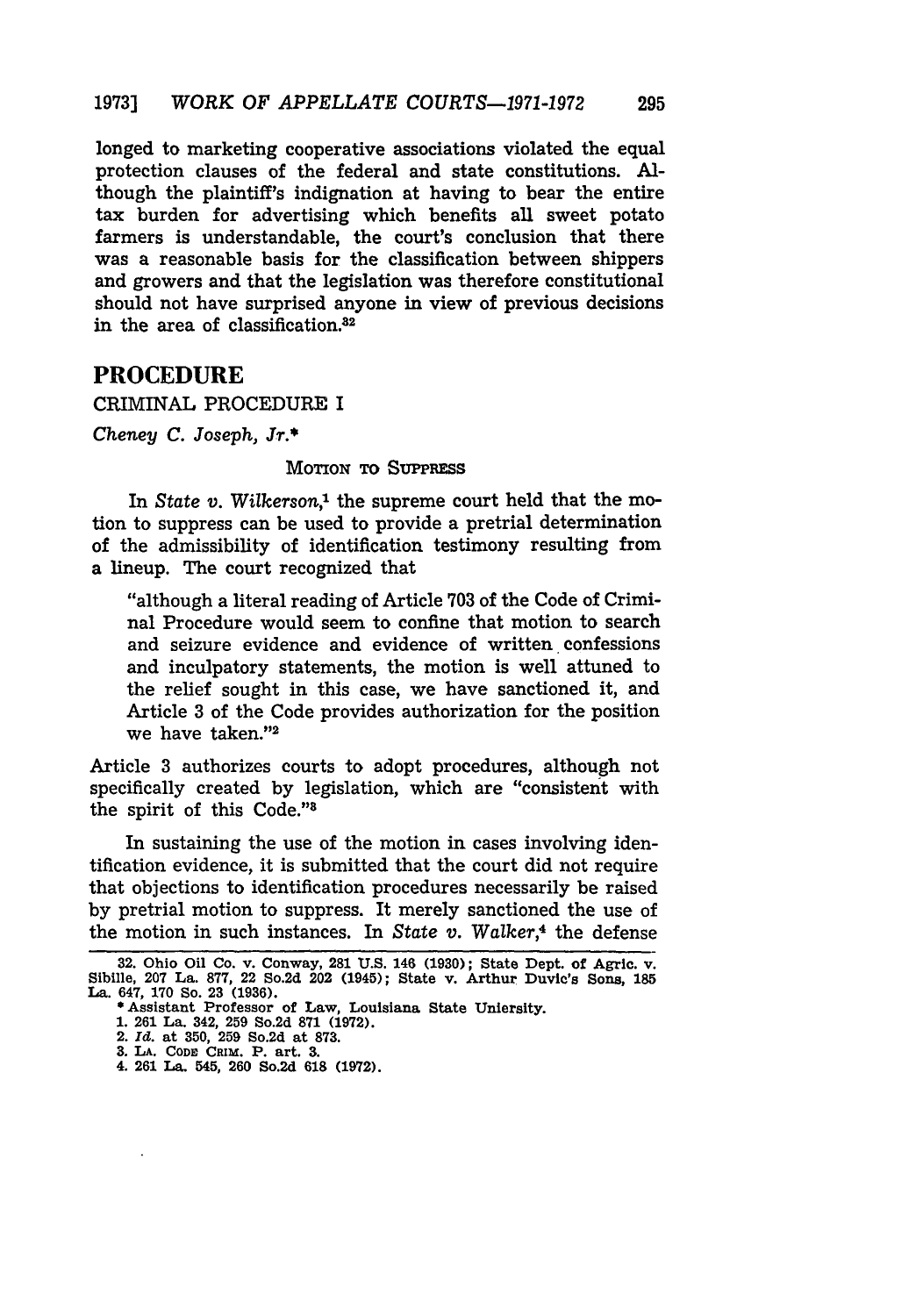longed to marketing cooperative associations violated the equal protection clauses of the federal and state constitutions. Although the plaintiff's indignation at having to bear the entire tax burden for advertising which benefits all sweet potato farmers is understandable, the court's conclusion that there was a reasonable basis for the classification between shippers and growers and that the legislation was therefore constitutional should not have surprised anyone in view of previous decisions in the area of classification.[32]

# PROCEDURE

## CRIMINAL PROCEDURE I

*Cheney C. Joseph, Jr.**

### MOTION TO SUPPRESS

In *State v. Wilkerson*,[1] the supreme court held that the motion to suppress can be used to provide a pretrial determination of the admissibility of identification testimony resulting from a lineup. The court recognized that

> "although a literal reading of Article 703 of the Code of Criminal Procedure would seem to confine that motion to search and seizure evidence and evidence of written confessions and inculpatory statements, the motion is well attuned to the relief sought in this case, we have sanctioned it, and Article 3 of the Code provides authorization for the position we have taken."[2]

Article 3 authorizes courts to adopt procedures, although not specifically created by legislation, which are "consistent with the spirit of this Code."[3]

In sustaining the use of the motion in cases involving identification evidence, it is submitted that the court did not require that objections to identification procedures necessarily be raised by pretrial motion to suppress. It merely sanctioned the use of the motion in such instances. In *State v. Walker*,[4] the defense

---

32. Ohio Oil Co. v. Conway, 281 U.S. 146 (1930); State Dept. of Agric. v. Sibille, 207 La. 877, 22 So.2d 202 (1945); State v. Arthur Duvic's Sons, 185 La. 647, 170 So. 23 (1936).

\* Assistant Professor of Law, Louisiana State Uniersity.

1. 261 La. 342, 259 So.2d 871 (1972).
2. *Id.* at 350, 259 So.2d at 873.
3. LA. CODE CRIM. P. art. 3.
4. 261 La. 545, 260 So.2d 618 (1972).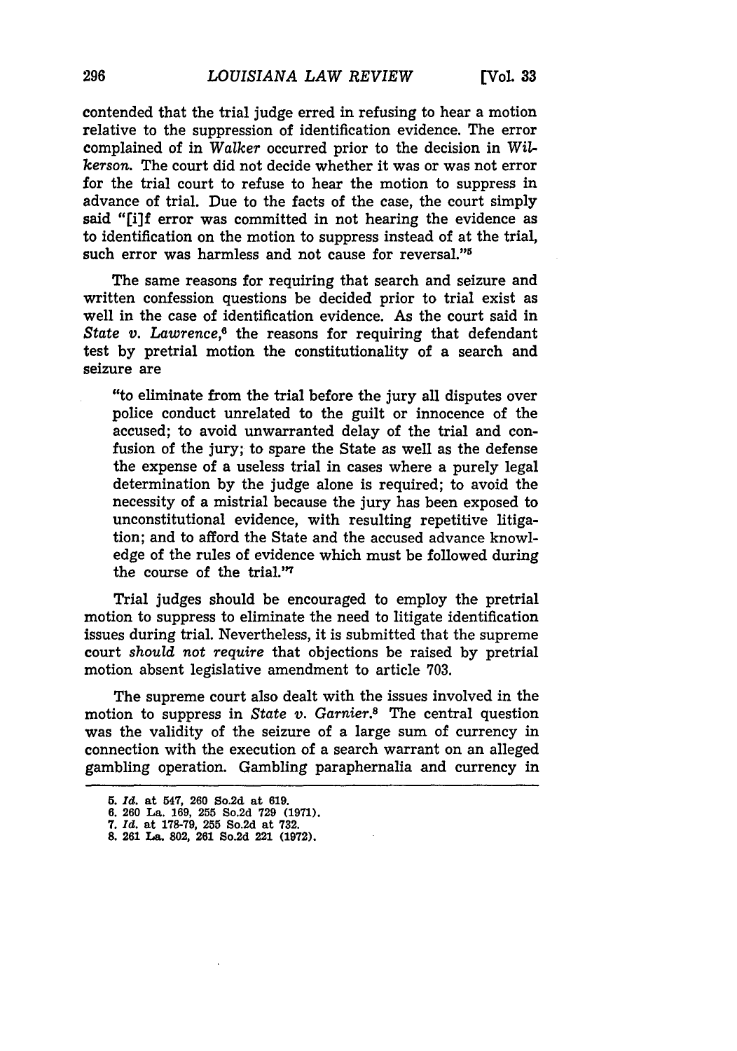contended that the trial judge erred in refusing to hear a motion relative to the suppression of identification evidence. The error complained of in *Walker* occurred prior to the decision in *Wilkerson*. The court did not decide whether it was or was not error for the trial court to refuse to hear the motion to suppress in advance of trial. Due to the facts of the case, the court simply said "[i]f error was committed in not hearing the evidence as to identification on the motion to suppress instead of at the trial, such error was harmless and not cause for reversal."[5]

The same reasons for requiring that search and seizure and written confession questions be decided prior to trial exist as well in the case of identification evidence. As the court said in *State v. Lawrence*,[6] the reasons for requiring that defendant test by pretrial motion the constitutionality of a search and seizure are

> "to eliminate from the trial before the jury all disputes over police conduct unrelated to the guilt or innocence of the accused; to avoid unwarranted delay of the trial and confusion of the jury; to spare the State as well as the defense the expense of a useless trial in cases where a purely legal determination by the judge alone is required; to avoid the necessity of a mistrial because the jury has been exposed to unconstitutional evidence, with resulting repetitive litigation; and to afford the State and the accused advance knowledge of the rules of evidence which must be followed during the course of the trial."[7]

Trial judges should be encouraged to employ the pretrial motion to suppress to eliminate the need to litigate identification issues during trial. Nevertheless, it is submitted that the supreme court *should not require* that objections be raised by pretrial motion absent legislative amendment to article 703.

The supreme court also dealt with the issues involved in the motion to suppress in *State v. Garnier*.[8] The central question was the validity of the seizure of a large sum of currency in connection with the execution of a search warrant on an alleged gambling operation. Gambling paraphernalia and currency in

---

5. *Id.* at 547, 260 So.2d at 619.
6. 260 La. 169, 255 So.2d 729 (1971).
7. *Id.* at 178-79, 255 So.2d at 732.
8. 261 La. 802, 261 So.2d 221 (1972).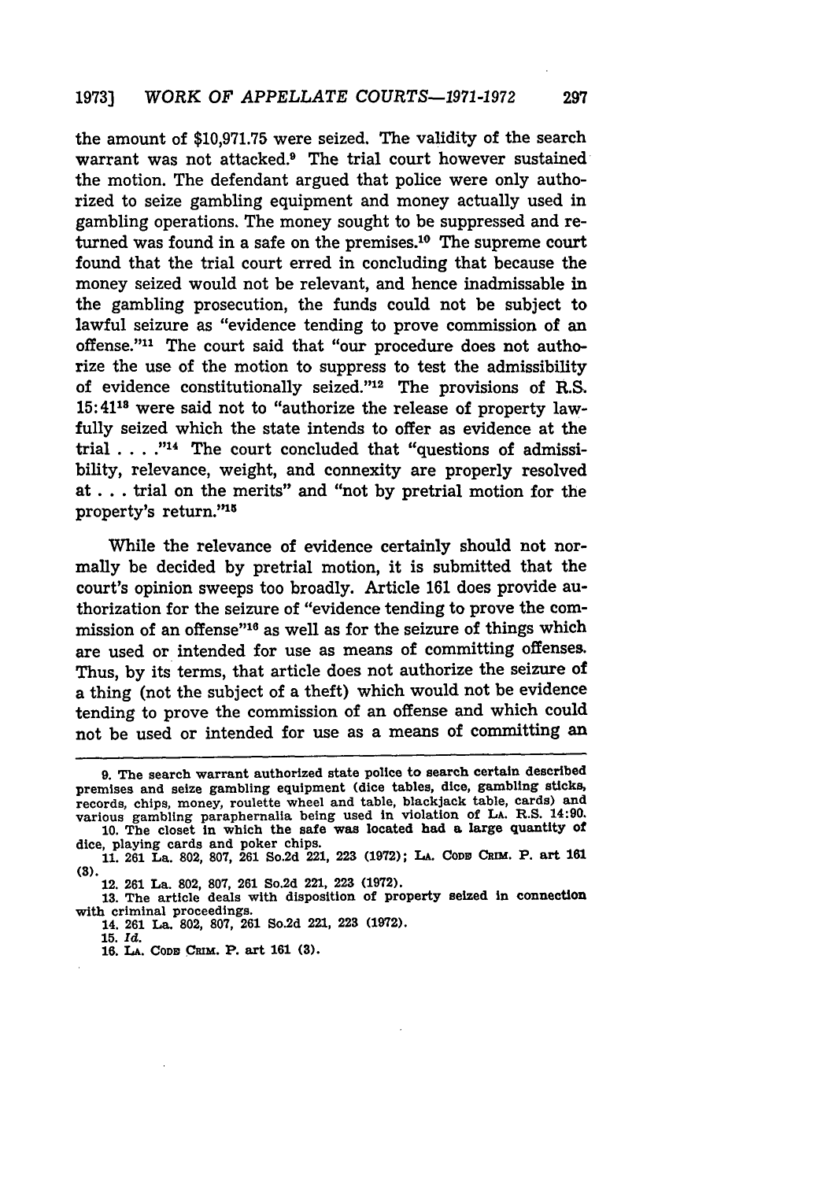the amount of $10,971.75 were seized. The validity of the search warrant was not attacked.[9] The trial court however sustained the motion. The defendant argued that police were only authorized to seize gambling equipment and money actually used in gambling operations. The money sought to be suppressed and returned was found in a safe on the premises.[10] The supreme court found that the trial court erred in concluding that because the money seized would not be relevant, and hence inadmissable in the gambling prosecution, the funds could not be subject to lawful seizure as "evidence tending to prove commission of an offense."[11] The court said that "our procedure does not authorize the use of the motion to suppress to test the admissibility of evidence constitutionally seized."[12] The provisions of R.S. 15:41[13] were said not to "authorize the release of property lawfully seized which the state intends to offer as evidence at the trial . . . ."[14] The court concluded that "questions of admissibility, relevance, weight, and connexity are properly resolved at . . . trial on the merits" and "not by pretrial motion for the property's return."[15]

While the relevance of evidence certainly should not normally be decided by pretrial motion, it is submitted that the court's opinion sweeps too broadly. Article 161 does provide authorization for the seizure of "evidence tending to prove the commission of an offense"[16] as well as for the seizure of things which are used or intended for use as means of committing offenses. Thus, by its terms, that article does not authorize the seizure of a thing (not the subject of a theft) which would not be evidence tending to prove the commission of an offense and which could not be used or intended for use as a means of committing an

---

9. The search warrant authorized state police to search certain described premises and seize gambling equipment (dice tables, dice, gambling sticks, records, chips, money, roulette wheel and table, blackjack table, cards) and various gambling paraphernalia being used in violation of LA. R.S. 14:90.

10. The closet in which the safe was located had a large quantity of dice, playing cards and poker chips.

11. 261 La. 802, 807, 261 So.2d 221, 223 (1972); LA. CODE CRIM. P. art 161 (3).

12. 261 La. 802, 807, 261 So.2d 221, 223 (1972).

13. The article deals with disposition of property seized in connection with criminal proceedings.

14. 261 La. 802, 807, 261 So.2d 221, 223 (1972).

15. *Id.*

16. LA. CODE CRIM. P. art 161 (3).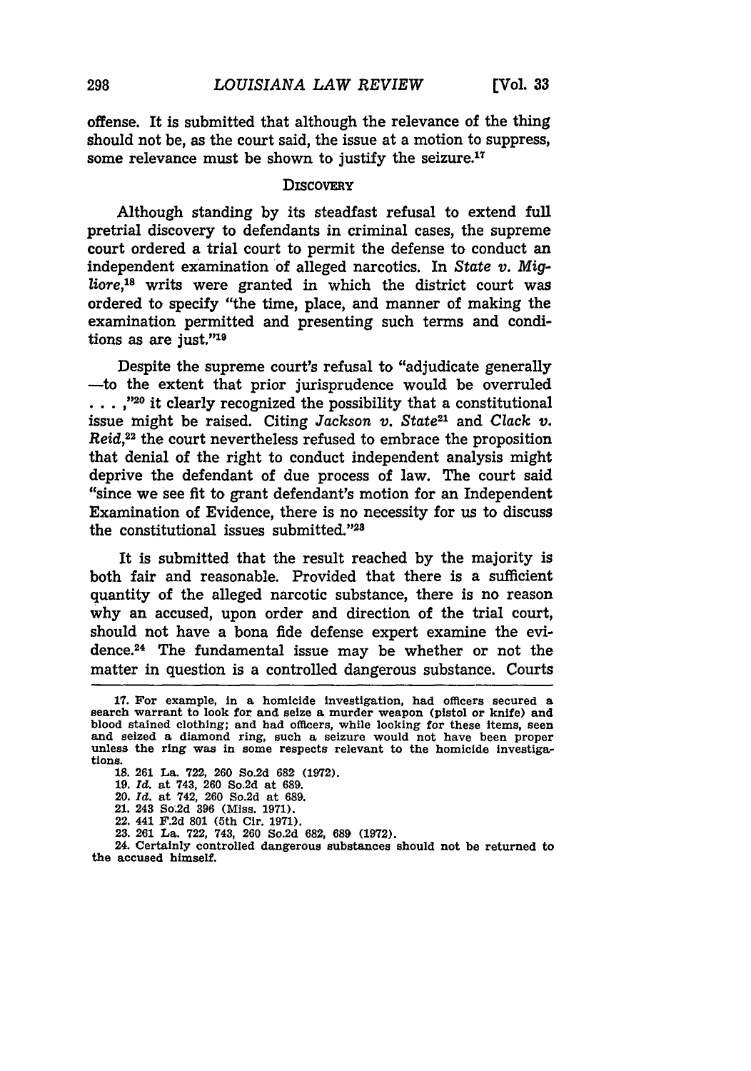offense. It is submitted that although the relevance of the thing should not be, as the court said, the issue at a motion to suppress, some relevance must be shown to justify the seizure.[17]

## DISCOVERY

Although standing by its steadfast refusal to extend full pretrial discovery to defendants in criminal cases, the supreme court ordered a trial court to permit the defense to conduct an independent examination of alleged narcotics. In *State v. Migliore*,[18] writs were granted in which the district court was ordered to specify "the time, place, and manner of making the examination permitted and presenting such terms and conditions as are just."[19]

Despite the supreme court's refusal to "adjudicate generally —to the extent that prior jurisprudence would be overruled . . . ,"[20] it clearly recognized the possibility that a constitutional issue might be raised. Citing *Jackson v. State*[21] and *Clack v. Reid*,[22] the court nevertheless refused to embrace the proposition that denial of the right to conduct independent analysis might deprive the defendant of due process of law. The court said "since we see fit to grant defendant's motion for an Independent Examination of Evidence, there is no necessity for us to discuss the constitutional issues submitted."[23]

It is submitted that the result reached by the majority is both fair and reasonable. Provided that there is a sufficient quantity of the alleged narcotic substance, there is no reason why an accused, upon order and direction of the trial court, should not have a bona fide defense expert examine the evidence.[24] The fundamental issue may be whether or not the matter in question is a controlled dangerous substance. Courts

---

17. For example, in a homicide investigation, had officers secured a search warrant to look for and seize a murder weapon (pistol or knife) and blood stained clothing; and had officers, while looking for these items, seen and seized a diamond ring, such a seizure would not have been proper unless the ring was in some respects relevant to the homicide investigations.

18. 261 La. 722, 260 So.2d 682 (1972).

19. *Id.* at 743, 260 So.2d at 689.

20. *Id.* at 742, 260 So.2d at 689.

21. 243 So.2d 396 (Miss. 1971).

22. 441 F.2d 801 (5th Cir. 1971).

23. 261 La. 722, 743, 260 So.2d 682, 689 (1972).

24. Certainly controlled dangerous substances should not be returned to the accused himself.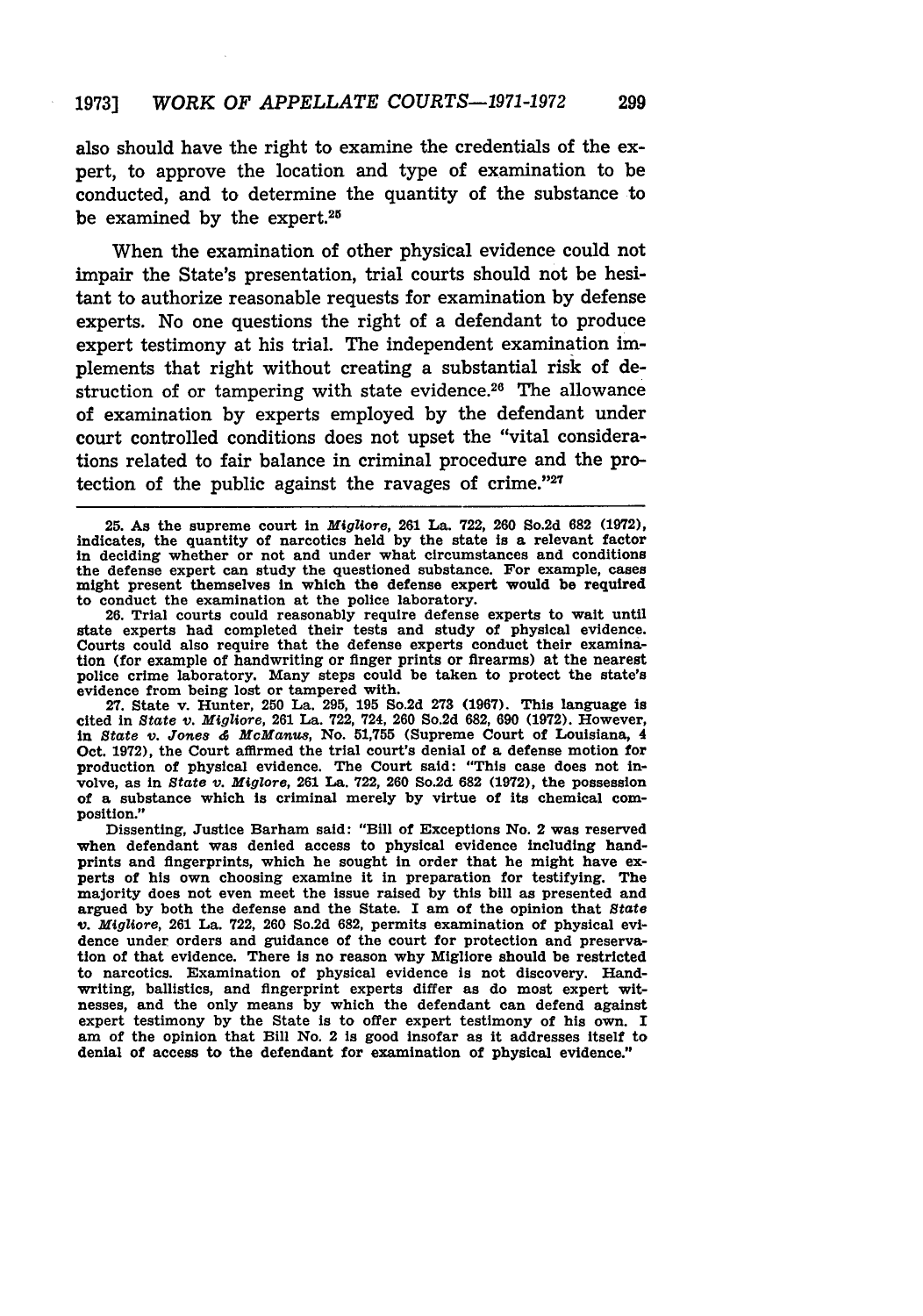also should have the right to examine the credentials of the expert, to approve the location and type of examination to be conducted, and to determine the quantity of the substance to be examined by the expert.[25]

When the examination of other physical evidence could not impair the State's presentation, trial courts should not be hesitant to authorize reasonable requests for examination by defense experts. No one questions the right of a defendant to produce expert testimony at his trial. The independent examination implements that right without creating a substantial risk of destruction of or tampering with state evidence.[26] The allowance of examination by experts employed by the defendant under court controlled conditions does not upset the "vital considerations related to fair balance in criminal procedure and the protection of the public against the ravages of crime."[27]

---

25. As the supreme court in *Migliore*, 261 La. 722, 260 So.2d 682 (1972), indicates, the quantity of narcotics held by the state is a relevant factor in deciding whether or not and under what circumstances and conditions the defense expert can study the questioned substance. For example, cases might present themselves in which the defense expert would be required to conduct the examination at the police laboratory.

26. Trial courts could reasonably require defense experts to wait until state experts had completed their tests and study of physical evidence. Courts could also require that the defense experts conduct their examination (for example of handwriting or finger prints or firearms) at the nearest police crime laboratory. Many steps could be taken to protect the state's evidence from being lost or tampered with.

27. State v. Hunter, 250 La. 295, 195 So.2d 273 (1967). This language is cited in *State v. Migliore*, 261 La. 722, 724, 260 So.2d 682, 690 (1972). However, in *State v. Jones & McManus*, No. 51,755 (Supreme Court of Louisiana, 4 Oct. 1972), the Court affirmed the trial court's denial of a defense motion for production of physical evidence. The Court said: "This case does not involve, as in *State v. Miglore*, 261 La. 722, 260 So.2d 682 (1972), the possession of a substance which is criminal merely by virtue of its chemical composition."

Dissenting, Justice Barham said: "Bill of Exceptions No. 2 was reserved when defendant was denied access to physical evidence including handprints and fingerprints, which he sought in order that he might have experts of his own choosing examine it in preparation for testifying. The majority does not even meet the issue raised by this bill as presented and argued by both the defense and the State. I am of the opinion that *State v. Migliore*, 261 La. 722, 260 So.2d 682, permits examination of physical evidence under orders and guidance of the court for protection and preservation of that evidence. There is no reason why Migliore should be restricted to narcotics. Examination of physical evidence is not discovery. Handwriting, ballistics, and fingerprint experts differ as do most expert witnesses, and the only means by which the defendant can defend against expert testimony by the State is to offer expert testimony of his own. I am of the opinion that Bill No. 2 is good insofar as it addresses itself to denial of access to the defendant for examination of physical evidence."